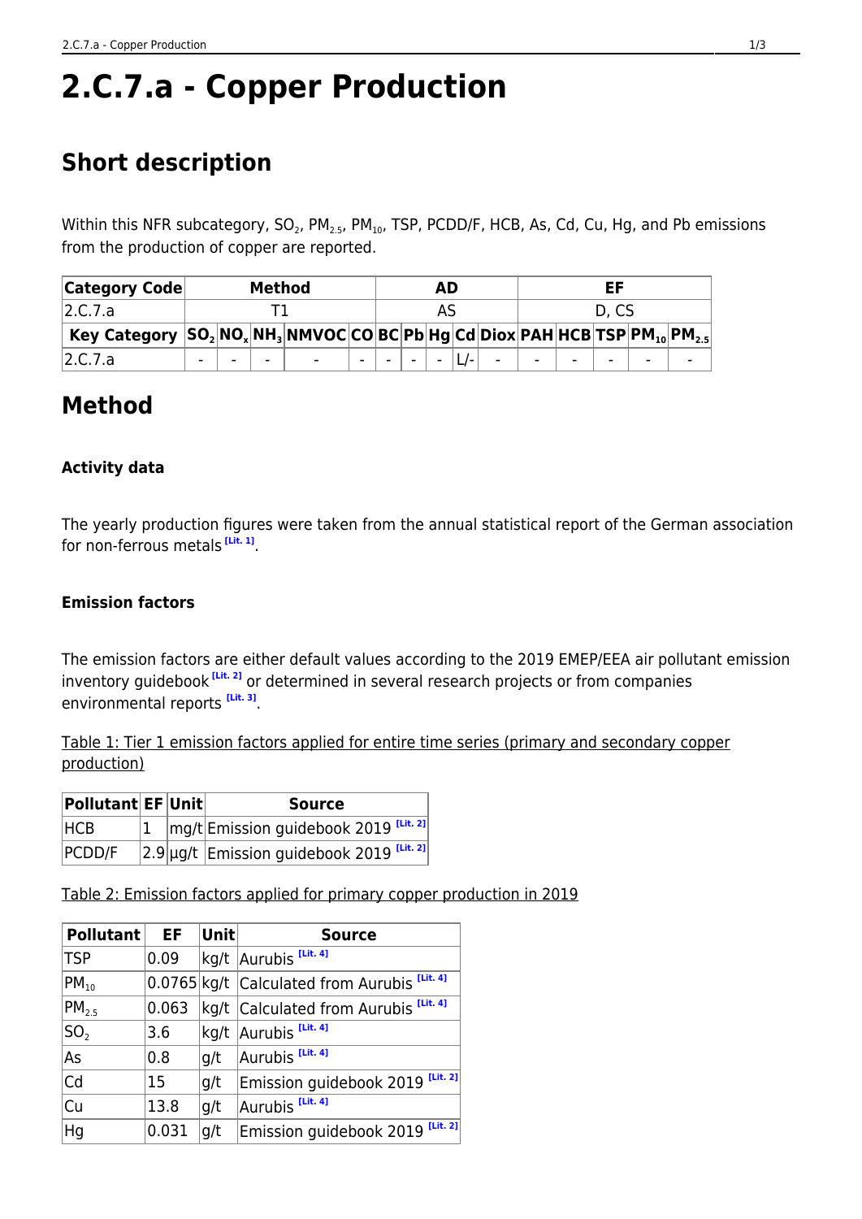# 2.C.7.a - Copper Production

## Short description

Within this NFR subcategory, $SO_2$, $PM_{2.5}$, $PM_{10}$, TSP, PCDD/F, HCB, As, Cd, Cu, Hg, and Pb emissions from the production of copper are reported.

| Category Code | Method | | | | | | AD | | | | EF | | | | | |
|---|---|---|---|---|---|---|---|---|---|---|---|---|---|---|---|---|
| 2.C.7.a | T1 | | | | | | AS | | | | D, CS | | | | | |
| **Key Category** | **$SO_2$** | **$NO_x$** | **$NH_3$** | **NMVOC** | **CO** | **BC** | **Pb** | **Hg** | **Cd** | **Diox** | **PAH** | **HCB** | **TSP** | **$PM_{10}$** | **$PM_{2.5}$** | |
| 2.C.7.a | - | - | - | - | - | - | - | - | L/- | - | - | - | - | - | - | |

# Method

### Activity data

The yearly production figures were taken from the annual statistical report of the German association for non-ferrous metals [Lit. 1].

### Emission factors

The emission factors are either default values according to the 2019 EMEP/EEA air pollutant emission inventory guidebook [Lit. 2] or determined in several research projects or from companies environmental reports [Lit. 3].

Table 1: Tier 1 emission factors applied for entire time series (primary and secondary copper production)

| Pollutant | EF | Unit | Source |
|---|---|---|---|
| HCB | 1 | mg/t | Emission guidebook 2019 [Lit. 2] |
| PCDD/F | 2.9 | µg/t | Emission guidebook 2019 [Lit. 2] |

Table 2: Emission factors applied for primary copper production in 2019

| Pollutant | EF | Unit | Source |
|---|---|---|---|
| TSP | 0.09 | kg/t | Aurubis [Lit. 4] |
| $PM_{10}$ | 0.0765 | kg/t | Calculated from Aurubis [Lit. 4] |
| $PM_{2.5}$ | 0.063 | kg/t | Calculated from Aurubis [Lit. 4] |
| $SO_2$ | 3.6 | kg/t | Aurubis [Lit. 4] |
| As | 0.8 | g/t | Aurubis [Lit. 4] |
| Cd | 15 | g/t | Emission guidebook 2019 [Lit. 2] |
| Cu | 13.8 | g/t | Aurubis [Lit. 4] |
| Hg | 0.031 | g/t | Emission guidebook 2019 [Lit. 2] |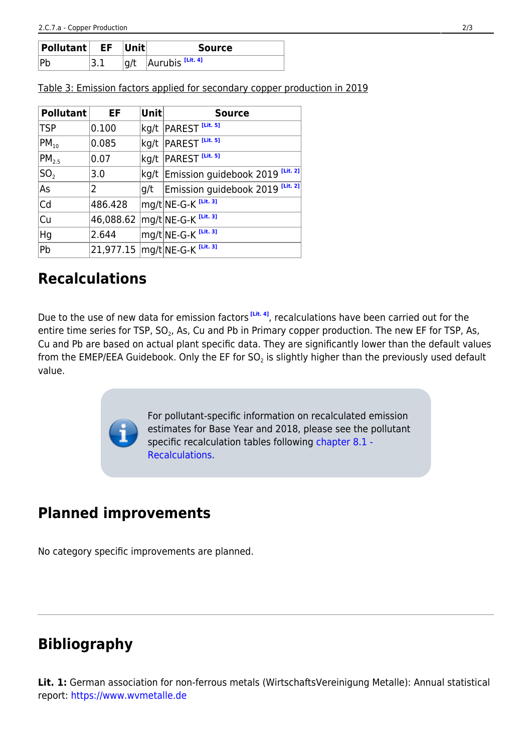| Pollutant | EF | Unit | Source |
|---|---|---|---|
| Pb | 3.1 | g/t | Aurubis [Lit. 4] |

Table 3: Emission factors applied for secondary copper production in 2019

| Pollutant | EF | Unit | Source |
|---|---|---|---|
| TSP | 0.100 | kg/t | PAREST [Lit. 5] |
| $PM_{10}$ | 0.085 | kg/t | PAREST [Lit. 5] |
| $PM_{2.5}$ | 0.07 | kg/t | PAREST [Lit. 5] |
| $SO_2$ | 3.0 | kg/t | Emission guidebook 2019 [Lit. 2] |
| As | 2 | g/t | Emission guidebook 2019 [Lit. 2] |
| Cd | 486.428 | mg/t | NE-G-K [Lit. 3] |
| Cu | 46,088.62 | mg/t | NE-G-K [Lit. 3] |
| Hg | 2.644 | mg/t | NE-G-K [Lit. 3] |
| Pb | 21,977.15 | mg/t | NE-G-K [Lit. 3] |

## Recalculations

Due to the use of new data for emission factors [Lit. 4], recalculations have been carried out for the entire time series for TSP, $SO_2$, As, Cu and Pb in Primary copper production. The new EF for TSP, As, Cu and Pb are based on actual plant specific data. They are significantly lower than the default values from the EMEP/EEA Guidebook. Only the EF for $SO_2$ is slightly higher than the previously used default value.

For pollutant-specific information on recalculated emission estimates for Base Year and 2018, please see the pollutant specific recalculation tables following chapter 8.1 - Recalculations.

## Planned improvements

No category specific improvements are planned.

## Bibliography

**Lit. 1:** German association for non-ferrous metals (WirtschaftsVereinigung Metalle): Annual statistical report: https://www.wvmetalle.de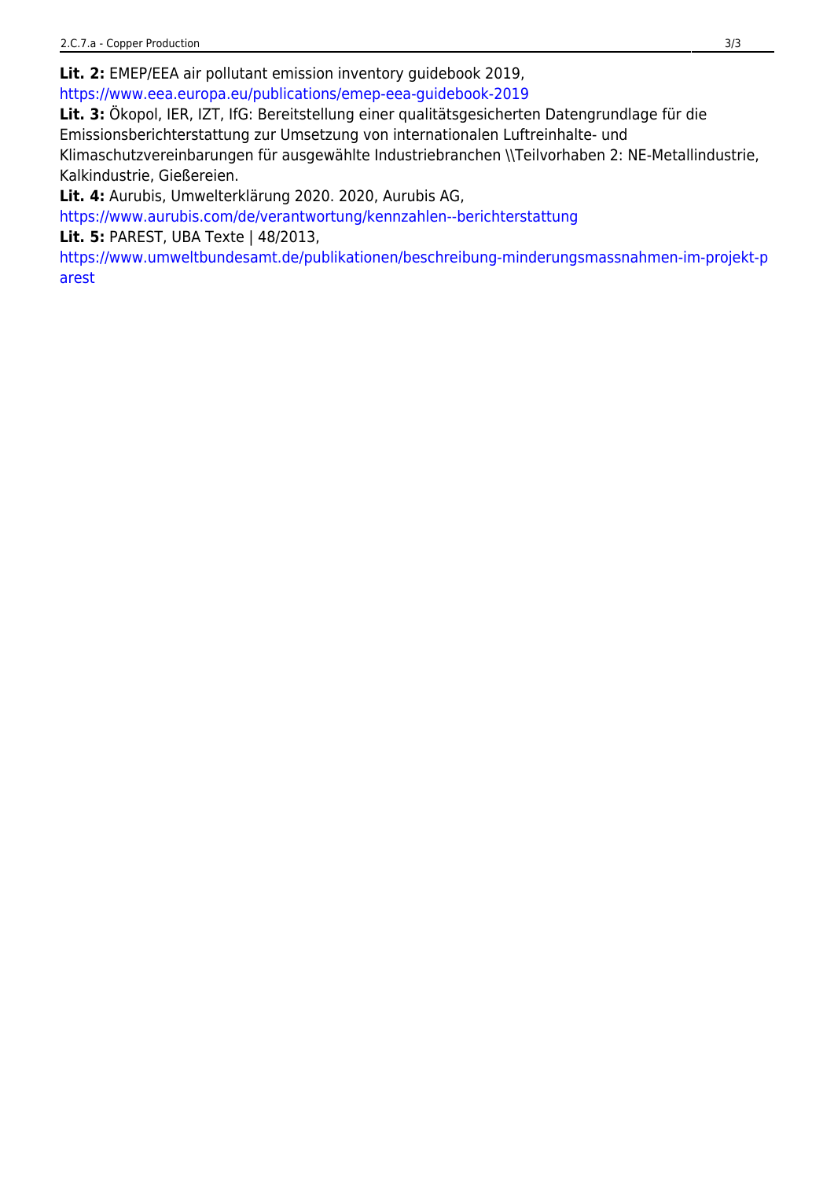**Lit. 2:** EMEP/EEA air pollutant emission inventory guidebook 2019, https://www.eea.europa.eu/publications/emep-eea-guidebook-2019

**Lit. 3:** Ökopol, IER, IZT, IfG: Bereitstellung einer qualitätsgesicherten Datengrundlage für die Emissionsberichterstattung zur Umsetzung von internationalen Luftreinhalte- und Klimaschutzvereinbarungen für ausgewählte Industriebranchen \\Teilvorhaben 2: NE-Metallindustrie, Kalkindustrie, Gießereien.

**Lit. 4:** Aurubis, Umwelterklärung 2020. 2020, Aurubis AG, https://www.aurubis.com/de/verantwortung/kennzahlen--berichterstattung

**Lit. 5:** PAREST, UBA Texte | 48/2013, https://www.umweltbundesamt.de/publikationen/beschreibung-minderungsmassnahmen-im-projekt-parest